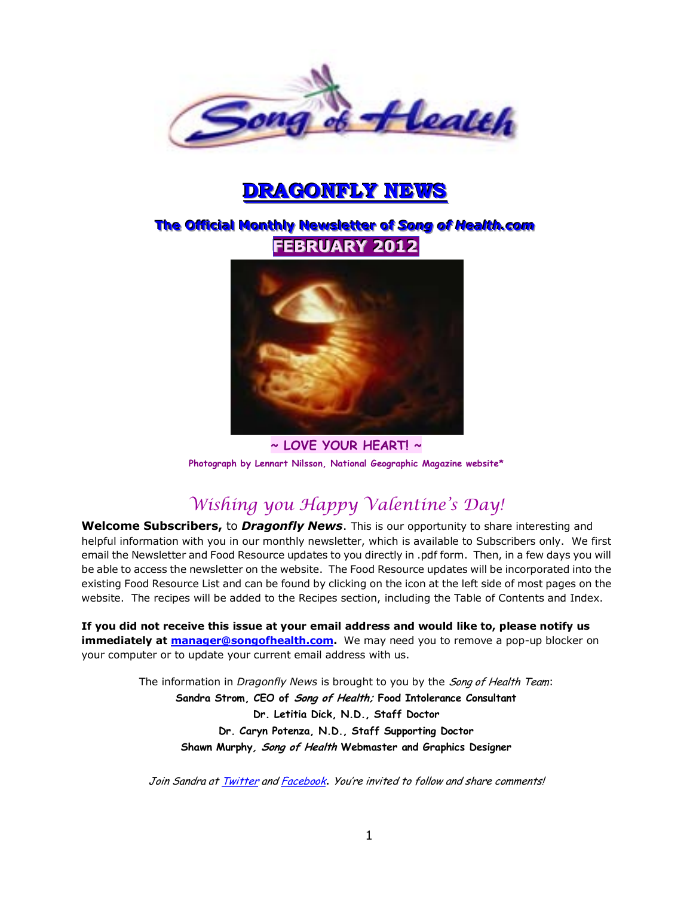# DRAGONFLY NEWS

## The Official Monthly Newsletter of *Song of Health.com*

**FEBRUARY 2012**

**~ LOVE YOUR HEART! ~**

**Photograph by Lennart Nilsson, National Geographic Magazine website***

## *Wishing you Happy Valentine's Day!*

**Welcome Subscribers,** to ***Dragonfly News***. This is our opportunity to share interesting and helpful information with you in our monthly newsletter, which is available to Subscribers only. We first email the Newsletter and Food Resource updates to you directly in .pdf form. Then, in a few days you will be able to access the newsletter on the website. The Food Resource updates will be incorporated into the existing Food Resource List and can be found by clicking on the icon at the left side of most pages on the website. The recipes will be added to the Recipes section, including the Table of Contents and Index.

**If you did not receive this issue at your email address and would like to, please notify us immediately at manager@songofhealth.com.** We may need you to remove a pop-up blocker on your computer or to update your current email address with us.

The information in *Dragonfly News* is brought to you by the *Song of Health Team*:

**Sandra Strom, CEO of *Song of Health;* Food Intolerance Consultant**
**Dr. Letitia Dick, N.D., Staff Doctor**
**Dr. Caryn Potenza, N.D., Staff Supporting Doctor**
**Shawn Murphy, *Song of Health* Webmaster and Graphics Designer**

*Join Sandra at Twitter and Facebook. You're invited to follow and share comments!*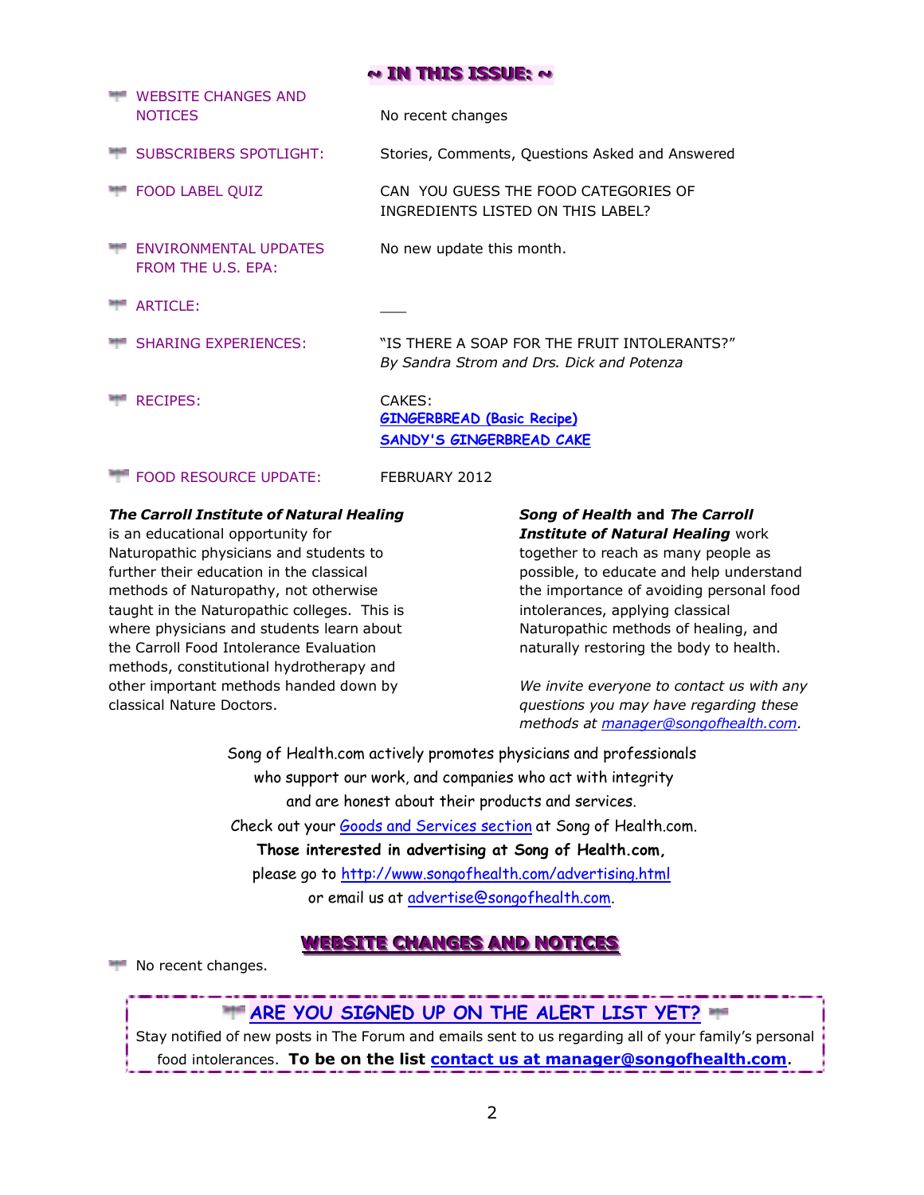## ~ IN THIS ISSUE: ~

| | |
|---|---|
| WEBSITE CHANGES AND NOTICES | No recent changes |
| SUBSCRIBERS SPOTLIGHT: | Stories, Comments, Questions Asked and Answered |
| FOOD LABEL QUIZ | CAN YOU GUESS THE FOOD CATEGORIES OF INGREDIENTS LISTED ON THIS LABEL? |
| ENVIRONMENTAL UPDATES FROM THE U.S. EPA: | No new update this month. |
| ARTICLE: | ___ |
| SHARING EXPERIENCES: | "IS THERE A SOAP FOR THE FRUIT INTOLERANTS?" *By Sandra Strom and Drs. Dick and Potenza* |
| RECIPES: | CAKES: **GINGERBREAD (Basic Recipe)** **SANDY'S GINGERBREAD CAKE** |
| FOOD RESOURCE UPDATE: | FEBRUARY 2012 |

***The Carroll Institute of Natural Healing*** is an educational opportunity for Naturopathic physicians and students to further their education in the classical methods of Naturopathy, not otherwise taught in the Naturopathic colleges. This is where physicians and students learn about the Carroll Food Intolerance Evaluation methods, constitutional hydrotherapy and other important methods handed down by classical Nature Doctors.

***Song of Health* and *The Carroll Institute of Natural Healing*** work together to reach as many people as possible, to educate and help understand the importance of avoiding personal food intolerances, applying classical Naturopathic methods of healing, and naturally restoring the body to health.

*We invite everyone to contact us with any questions you may have regarding these methods at manager@songofhealth.com.*

Song of Health.com actively promotes physicians and professionals who support our work, and companies who act with integrity and are honest about their products and services.
Check out your Goods and Services section at Song of Health.com.
**Those interested in advertising at Song of Health.com,**
please go to http://www.songofhealth.com/advertising.html
or email us at advertise@songofhealth.com.

## WEBSITE CHANGES AND NOTICES

- No recent changes.

### ARE YOU SIGNED UP ON THE ALERT LIST YET?

Stay notified of new posts in The Forum and emails sent to us regarding all of your family's personal food intolerances. **To be on the list contact us at manager@songofhealth.com.**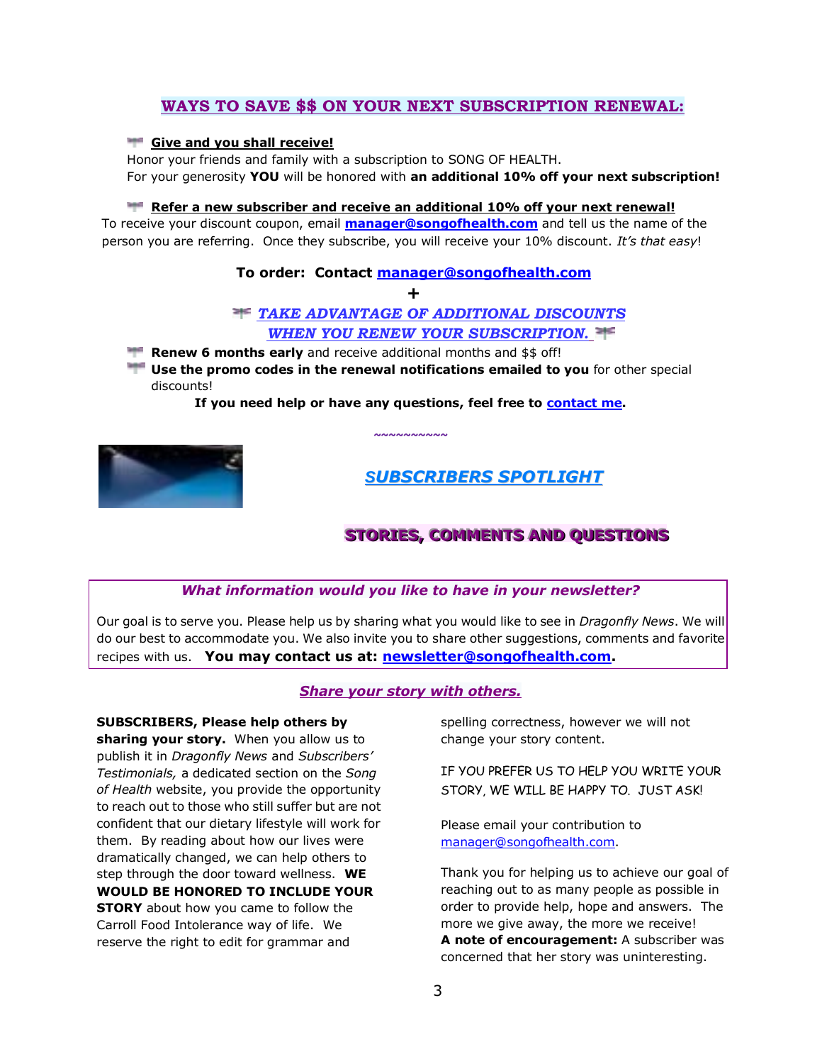## WAYS TO SAVE $$ ON YOUR NEXT SUBSCRIPTION RENEWAL:

- **Give and you shall receive!**

Honor your friends and family with a subscription to SONG OF HEALTH.
For your generosity **YOU** will be honored with **an additional 10% off your next subscription!**

- **Refer a new subscriber and receive an additional 10% off your next renewal!**

To receive your discount coupon, email **manager@songofhealth.com** and tell us the name of the person you are referring. Once they subscribe, you will receive your 10% discount. *It's that easy*!

**To order: Contact manager@songofhealth.com**

**+**

***TAKE ADVANTAGE OF ADDITIONAL DISCOUNTS WHEN YOU RENEW YOUR SUBSCRIPTION.***

- **Renew 6 months early** and receive additional months and $$ off!
- **Use the promo codes in the renewal notifications emailed to you** for other special discounts!

**If you need help or have any questions, feel free to contact me.**

~~~~~~~~~~

## SUBSCRIBERS SPOTLIGHT

## STORIES, COMMENTS AND QUESTIONS

***What information would you like to have in your newsletter?***

Our goal is to serve you. Please help us by sharing what you would like to see in *Dragonfly News*. We will do our best to accommodate you. We also invite you to share other suggestions, comments and favorite recipes with us. **You may contact us at: newsletter@songofhealth.com.**

### *Share your story with others.*

**SUBSCRIBERS, Please help others by sharing your story.** When you allow us to publish it in *Dragonfly News* and *Subscribers' Testimonials,* a dedicated section on the *Song of Health* website, you provide the opportunity to reach out to those who still suffer but are not confident that our dietary lifestyle will work for them. By reading about how our lives were dramatically changed, we can help others to step through the door toward wellness. **WE WOULD BE HONORED TO INCLUDE YOUR STORY** about how you came to follow the Carroll Food Intolerance way of life. We reserve the right to edit for grammar and spelling correctness, however we will not change your story content.

IF YOU PREFER US TO HELP YOU WRITE YOUR STORY, WE WILL BE HAPPY TO. JUST ASK!

Please email your contribution to manager@songofhealth.com.

Thank you for helping us to achieve our goal of reaching out to as many people as possible in order to provide help, hope and answers. The more we give away, the more we receive!

**A note of encouragement:** A subscriber was concerned that her story was uninteresting.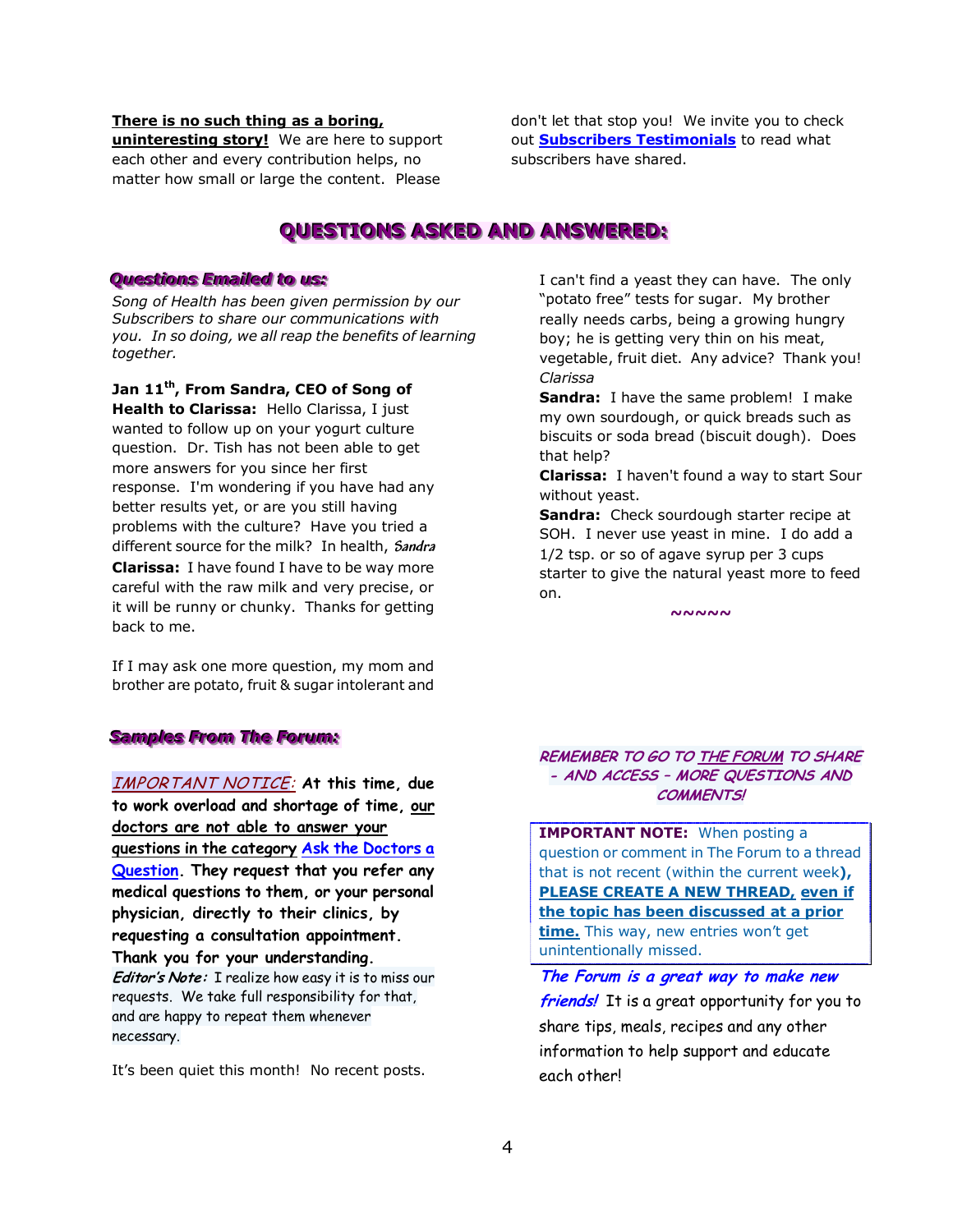**There is no such thing as a boring, uninteresting story!** We are here to support each other and every contribution helps, no matter how small or large the content. Please don't let that stop you! We invite you to check out **Subscribers Testimonials** to read what subscribers have shared.

# QUESTIONS ASKED AND ANSWERED:

## Questions Emailed to us:

*Song of Health has been given permission by our Subscribers to share our communications with you. In so doing, we all reap the benefits of learning together.*

**Jan 11th, From Sandra, CEO of Song of Health to Clarissa:** Hello Clarissa, I just wanted to follow up on your yogurt culture question. Dr. Tish has not been able to get more answers for you since her first response. I'm wondering if you have had any better results yet, or are you still having problems with the culture? Have you tried a different source for the milk? In health, *Sandra*

**Clarissa:** I have found I have to be way more careful with the raw milk and very precise, or it will be runny or chunky. Thanks for getting back to me.

If I may ask one more question, my mom and brother are potato, fruit & sugar intolerant and I can't find a yeast they can have. The only "potato free" tests for sugar. My brother really needs carbs, being a growing hungry boy; he is getting very thin on his meat, vegetable, fruit diet. Any advice? Thank you! *Clarissa*

**Sandra:** I have the same problem! I make my own sourdough, or quick breads such as biscuits or soda bread (biscuit dough). Does that help?

**Clarissa:** I haven't found a way to start Sour without yeast.

**Sandra:** Check sourdough starter recipe at SOH. I never use yeast in mine. I do add a 1/2 tsp. or so of agave syrup per 3 cups starter to give the natural yeast more to feed on.

~~~~~

## Samples From The Forum:

*IMPORTANT NOTICE:* **At this time, due to work overload and shortage of time, our doctors are not able to answer your questions in the category Ask the Doctors a Question. They request that you refer any medical questions to them, or your personal physician, directly to their clinics, by requesting a consultation appointment. Thank you for your understanding.**

*Editor's Note:* I realize how easy it is to miss our requests. We take full responsibility for that, and are happy to repeat them whenever necessary.

It's been quiet this month! No recent posts.

*REMEMBER TO GO TO THE FORUM TO SHARE – AND ACCESS – MORE QUESTIONS AND COMMENTS!*

**IMPORTANT NOTE:** When posting a question or comment in The Forum to a thread that is not recent (within the current week)**, PLEASE CREATE A NEW THREAD, even if the topic has been discussed at a prior time.** This way, new entries won't get unintentionally missed.

*The Forum is a great way to make new friends!* It is a great opportunity for you to share tips, meals, recipes and any other information to help support and educate each other!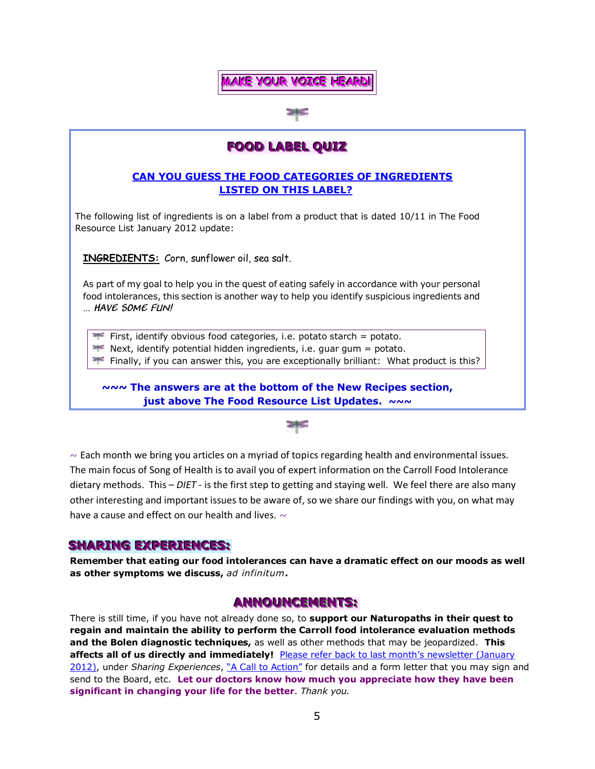**MAKE YOUR VOICE HEARD!**

## FOOD LABEL QUIZ

**CAN YOU GUESS THE FOOD CATEGORIES OF INGREDIENTS LISTED ON THIS LABEL?**

The following list of ingredients is on a label from a product that is dated 10/11 in The Food Resource List January 2012 update:

**INGREDIENTS:** Corn, sunflower oil, sea salt.

As part of my goal to help you in the quest of eating safely in accordance with your personal food intolerances, this section is another way to help you identify suspicious ingredients and … ***HAVE SOME FUN!***

- First, identify obvious food categories, i.e. potato starch = potato.
- Next, identify potential hidden ingredients, i.e. guar gum = potato.
- Finally, if you can answer this, you are exceptionally brilliant: What product is this?

**~~~ The answers are at the bottom of the New Recipes section, just above The Food Resource List Updates. ~~~**

~ Each month we bring you articles on a myriad of topics regarding health and environmental issues. The main focus of Song of Health is to avail you of expert information on the Carroll Food Intolerance dietary methods. This – *DIET* - is the first step to getting and staying well. We feel there are also many other interesting and important issues to be aware of, so we share our findings with you, on what may have a cause and effect on our health and lives. ~

## SHARING EXPERIENCES:

**Remember that eating our food intolerances can have a dramatic effect on our moods as well as other symptoms we discuss,** *ad infinitum***.**

## ANNOUNCEMENTS:

There is still time, if you have not already done so, to **support our Naturopaths in their quest to regain and maintain the ability to perform the Carroll food intolerance evaluation methods and the Bolen diagnostic techniques,** as well as other methods that may be jeopardized. **This affects all of us directly and immediately!** Please refer back to last month's newsletter (January 2012), under *Sharing Experiences*, "A Call to Action" for details and a form letter that you may sign and send to the Board, etc. **Let our doctors know how much you appreciate how they have been significant in changing your life for the better**. *Thank you.*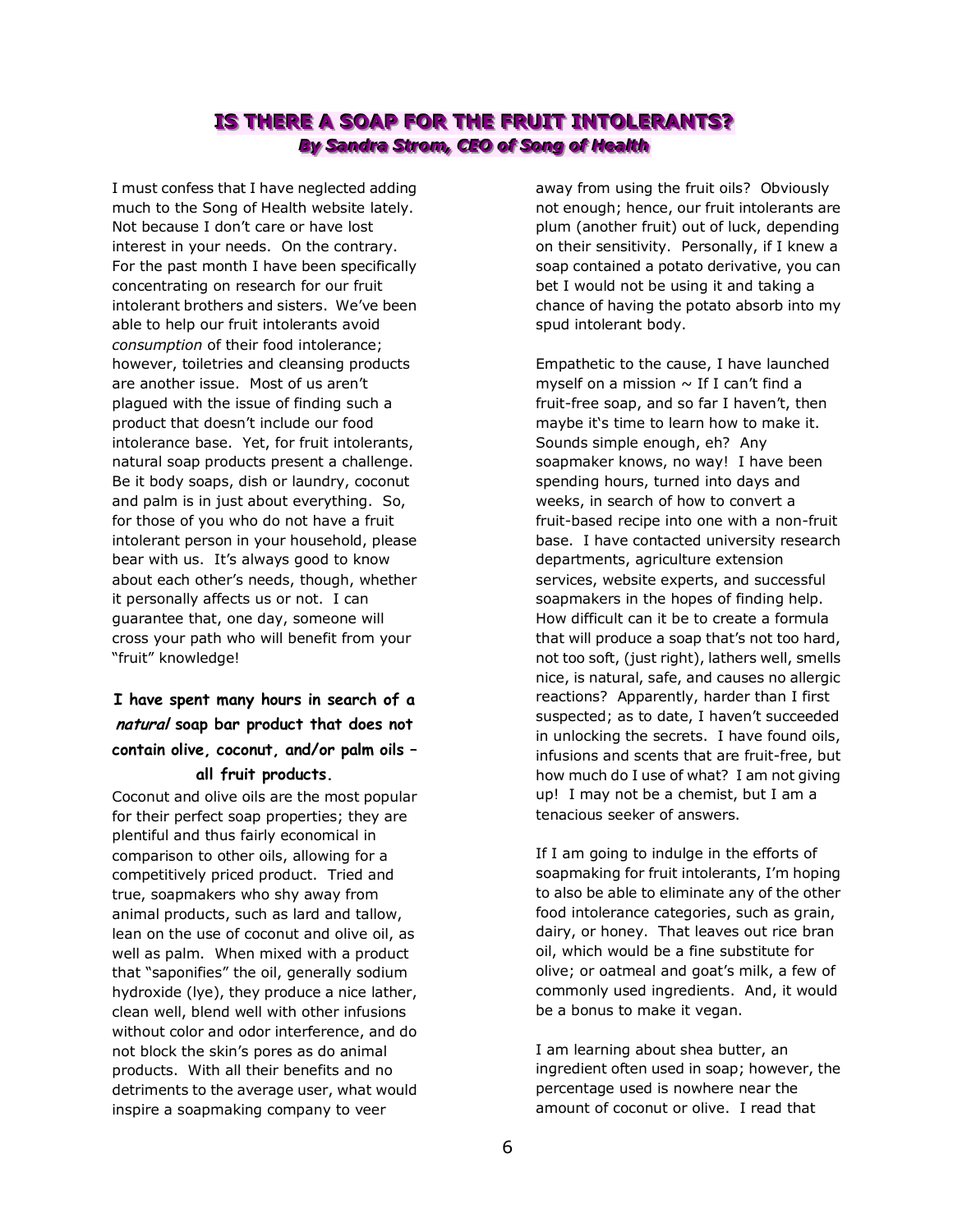## IS THERE A SOAP FOR THE FRUIT INTOLERANTS?

***By Sandra Strom, CEO of Song of Health***

I must confess that I have neglected adding much to the Song of Health website lately. Not because I don't care or have lost interest in your needs. On the contrary. For the past month I have been specifically concentrating on research for our fruit intolerant brothers and sisters. We've been able to help our fruit intolerants avoid *consumption* of their food intolerance; however, toiletries and cleansing products are another issue. Most of us aren't plagued with the issue of finding such a product that doesn't include our food intolerance base. Yet, for fruit intolerants, natural soap products present a challenge. Be it body soaps, dish or laundry, coconut and palm is in just about everything. So, for those of you who do not have a fruit intolerant person in your household, please bear with us. It's always good to know about each other's needs, though, whether it personally affects us or not. I can guarantee that, one day, someone will cross your path who will benefit from your "fruit" knowledge!

**I have spent many hours in search of a *natural* soap bar product that does not contain olive, coconut, and/or palm oils – all fruit products.**

Coconut and olive oils are the most popular for their perfect soap properties; they are plentiful and thus fairly economical in comparison to other oils, allowing for a competitively priced product. Tried and true, soapmakers who shy away from animal products, such as lard and tallow, lean on the use of coconut and olive oil, as well as palm. When mixed with a product that "saponifies" the oil, generally sodium hydroxide (lye), they produce a nice lather, clean well, blend well with other infusions without color and odor interference, and do not block the skin's pores as do animal products. With all their benefits and no detriments to the average user, what would inspire a soapmaking company to veer away from using the fruit oils? Obviously not enough; hence, our fruit intolerants are plum (another fruit) out of luck, depending on their sensitivity. Personally, if I knew a soap contained a potato derivative, you can bet I would not be using it and taking a chance of having the potato absorb into my spud intolerant body.

Empathetic to the cause, I have launched myself on a mission ~ If I can't find a fruit-free soap, and so far I haven't, then maybe it's time to learn how to make it. Sounds simple enough, eh? Any soapmaker knows, no way! I have been spending hours, turned into days and weeks, in search of how to convert a fruit-based recipe into one with a non-fruit base. I have contacted university research departments, agriculture extension services, website experts, and successful soapmakers in the hopes of finding help. How difficult can it be to create a formula that will produce a soap that's not too hard, not too soft, (just right), lathers well, smells nice, is natural, safe, and causes no allergic reactions? Apparently, harder than I first suspected; as to date, I haven't succeeded in unlocking the secrets. I have found oils, infusions and scents that are fruit-free, but how much do I use of what? I am not giving up! I may not be a chemist, but I am a tenacious seeker of answers.

If I am going to indulge in the efforts of soapmaking for fruit intolerants, I'm hoping to also be able to eliminate any of the other food intolerance categories, such as grain, dairy, or honey. That leaves out rice bran oil, which would be a fine substitute for olive; or oatmeal and goat's milk, a few of commonly used ingredients. And, it would be a bonus to make it vegan.

I am learning about shea butter, an ingredient often used in soap; however, the percentage used is nowhere near the amount of coconut or olive. I read that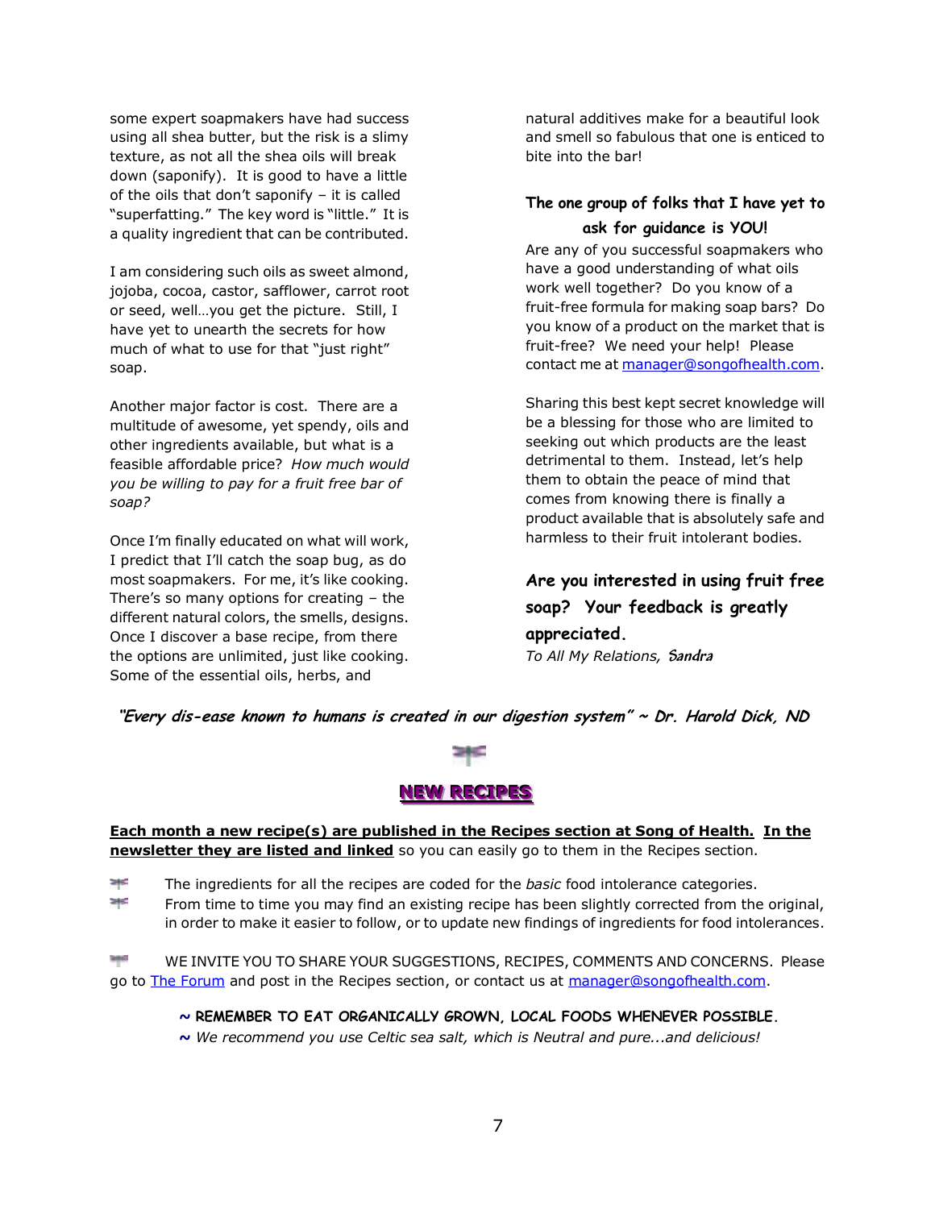some expert soapmakers have had success using all shea butter, but the risk is a slimy texture, as not all the shea oils will break down (saponify). It is good to have a little of the oils that don't saponify – it is called "superfatting." The key word is "little." It is a quality ingredient that can be contributed.

I am considering such oils as sweet almond, jojoba, cocoa, castor, safflower, carrot root or seed, well…you get the picture. Still, I have yet to unearth the secrets for how much of what to use for that "just right" soap.

Another major factor is cost. There are a multitude of awesome, yet spendy, oils and other ingredients available, but what is a feasible affordable price? *How much would you be willing to pay for a fruit free bar of soap?*

Once I'm finally educated on what will work, I predict that I'll catch the soap bug, as do most soapmakers. For me, it's like cooking. There's so many options for creating – the different natural colors, the smells, designs. Once I discover a base recipe, from there the options are unlimited, just like cooking. Some of the essential oils, herbs, and natural additives make for a beautiful look and smell so fabulous that one is enticed to bite into the bar!

**The one group of folks that I have yet to ask for guidance is YOU!**

Are any of you successful soapmakers who have a good understanding of what oils work well together? Do you know of a fruit-free formula for making soap bars? Do you know of a product on the market that is fruit-free? We need your help! Please contact me at manager@songofhealth.com.

Sharing this best kept secret knowledge will be a blessing for those who are limited to seeking out which products are the least detrimental to them. Instead, let's help them to obtain the peace of mind that comes from knowing there is finally a product available that is absolutely safe and harmless to their fruit intolerant bodies.

***Are you interested in using fruit free soap? Your feedback is greatly appreciated.***

*To All My Relations, Sandra*

***"Every dis-ease known to humans is created in our digestion system" ~ Dr. Harold Dick, ND***

## NEW RECIPES

**Each month a new recipe(s) are published in the Recipes section at Song of Health. In the newsletter they are listed and linked** so you can easily go to them in the Recipes section.

- The ingredients for all the recipes are coded for the *basic* food intolerance categories.
- From time to time you may find an existing recipe has been slightly corrected from the original, in order to make it easier to follow, or to update new findings of ingredients for food intolerances.

WE INVITE YOU TO SHARE YOUR SUGGESTIONS, RECIPES, COMMENTS AND CONCERNS. Please go to The Forum and post in the Recipes section, or contact us at manager@songofhealth.com.

**~ REMEMBER TO EAT ORGANICALLY GROWN, LOCAL FOODS WHENEVER POSSIBLE.**

*~ We recommend you use Celtic sea salt, which is Neutral and pure...and delicious!*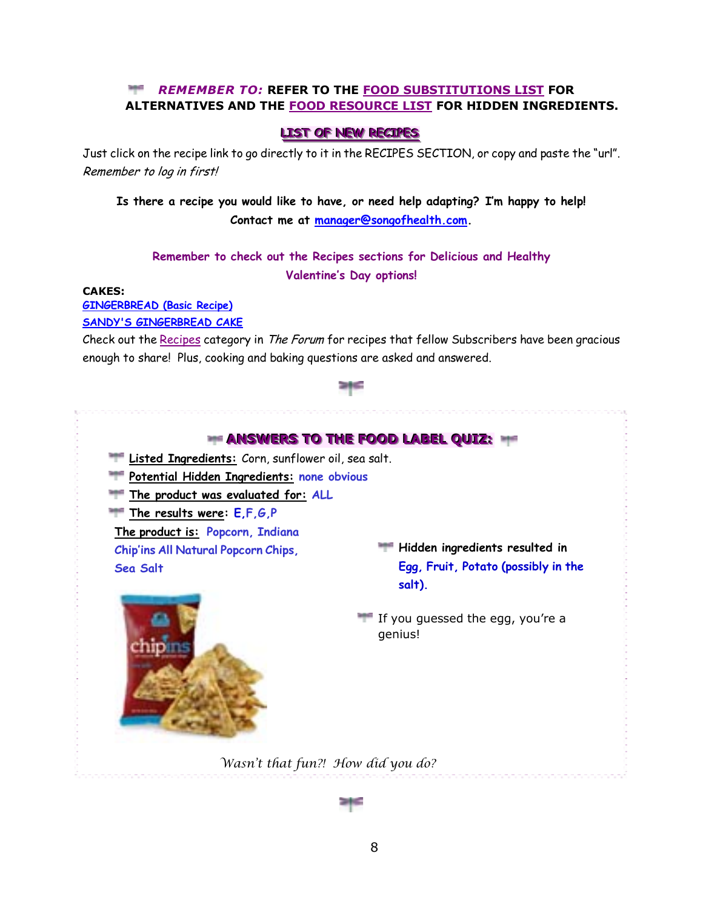**REMEMBER TO:** REFER TO THE FOOD SUBSTITUTIONS LIST FOR ALTERNATIVES AND THE FOOD RESOURCE LIST FOR HIDDEN INGREDIENTS.

## LIST OF NEW RECIPES

Just click on the recipe link to go directly to it in the RECIPES SECTION, or copy and paste the "url". *Remember to log in first!*

**Is there a recipe you would like to have, or need help adapting? I'm happy to help! Contact me at manager@songofhealth.com.**

Remember to check out the Recipes sections for Delicious and Healthy Valentine's Day options!

**CAKES:**

GINGERBREAD (Basic Recipe)

SANDY'S GINGERBREAD CAKE

Check out the Recipes category in *The Forum* for recipes that fellow Subscribers have been gracious enough to share! Plus, cooking and baking questions are asked and answered.

## ANSWERS TO THE FOOD LABEL QUIZ:

- Listed Ingredients: Corn, sunflower oil, sea salt.
- Potential Hidden Ingredients: none obvious
- The product was evaluated for: ALL
- The results were: E,F,G,P

The product is: Popcorn, Indiana Chip'ins All Natural Popcorn Chips, Sea Salt

- Hidden ingredients resulted in Egg, Fruit, Potato (possibly in the salt).
- If you guessed the egg, you're a genius!

*Wasn't that fun?! How did you do?*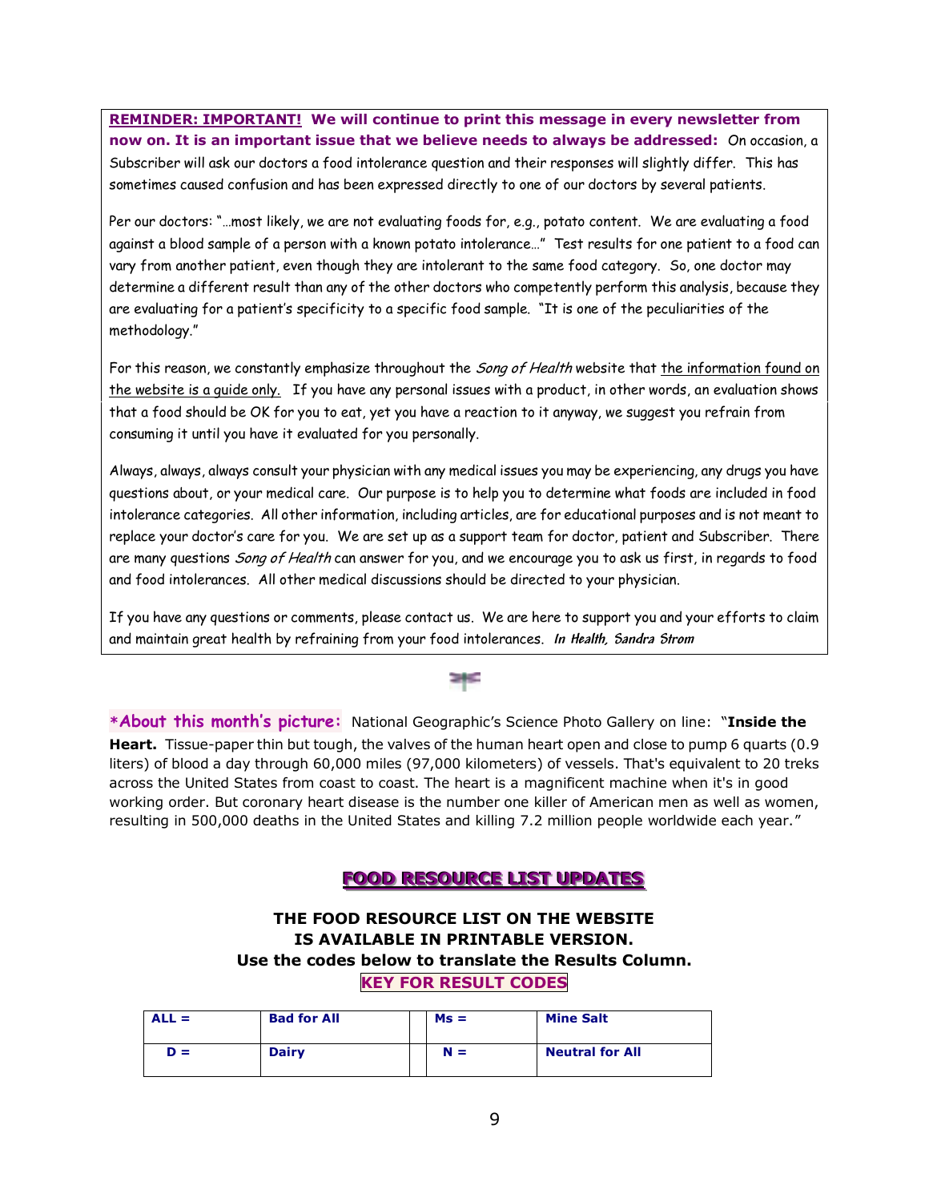**REMINDER: IMPORTANT! We will continue to print this message in every newsletter from now on. It is an important issue that we believe needs to always be addressed:** On occasion, a Subscriber will ask our doctors a food intolerance question and their responses will slightly differ. This has sometimes caused confusion and has been expressed directly to one of our doctors by several patients.

Per our doctors: "…most likely, we are not evaluating foods for, e.g., potato content. We are evaluating a food against a blood sample of a person with a known potato intolerance…" Test results for one patient to a food can vary from another patient, even though they are intolerant to the same food category. So, one doctor may determine a different result than any of the other doctors who competently perform this analysis, because they are evaluating for a patient's specificity to a specific food sample. "It is one of the peculiarities of the methodology."

For this reason, we constantly emphasize throughout the *Song of Health* website that the information found on the website is a guide only. If you have any personal issues with a product, in other words, an evaluation shows that a food should be OK for you to eat, yet you have a reaction to it anyway, we suggest you refrain from consuming it until you have it evaluated for you personally.

Always, always, always consult your physician with any medical issues you may be experiencing, any drugs you have questions about, or your medical care. Our purpose is to help you to determine what foods are included in food intolerance categories. All other information, including articles, are for educational purposes and is not meant to replace your doctor's care for you. We are set up as a support team for doctor, patient and Subscriber. There are many questions *Song of Health* can answer for you, and we encourage you to ask us first, in regards to food and food intolerances. All other medical discussions should be directed to your physician.

If you have any questions or comments, please contact us. We are here to support you and your efforts to claim and maintain great health by refraining from your food intolerances. ***In Health, Sandra Strom***

**\*About this month's picture:** National Geographic's Science Photo Gallery on line: "**Inside the Heart.** Tissue-paper thin but tough, the valves of the human heart open and close to pump 6 quarts (0.9 liters) of blood a day through 60,000 miles (97,000 kilometers) of vessels. That's equivalent to 20 treks across the United States from coast to coast. The heart is a magnificent machine when it's in good working order. But coronary heart disease is the number one killer of American men as well as women, resulting in 500,000 deaths in the United States and killing 7.2 million people worldwide each year."

## FOOD RESOURCE LIST UPDATES

**THE FOOD RESOURCE LIST ON THE WEBSITE IS AVAILABLE IN PRINTABLE VERSION.**
**Use the codes below to translate the Results Column.**

**KEY FOR RESULT CODES**

| Code | Meaning | | Code | Meaning |
|---|---|---|---|---|
| **ALL =** | **Bad for All** | | **Ms =** | **Mine Salt** |
| **D =** | **Dairy** | | **N =** | **Neutral for All** |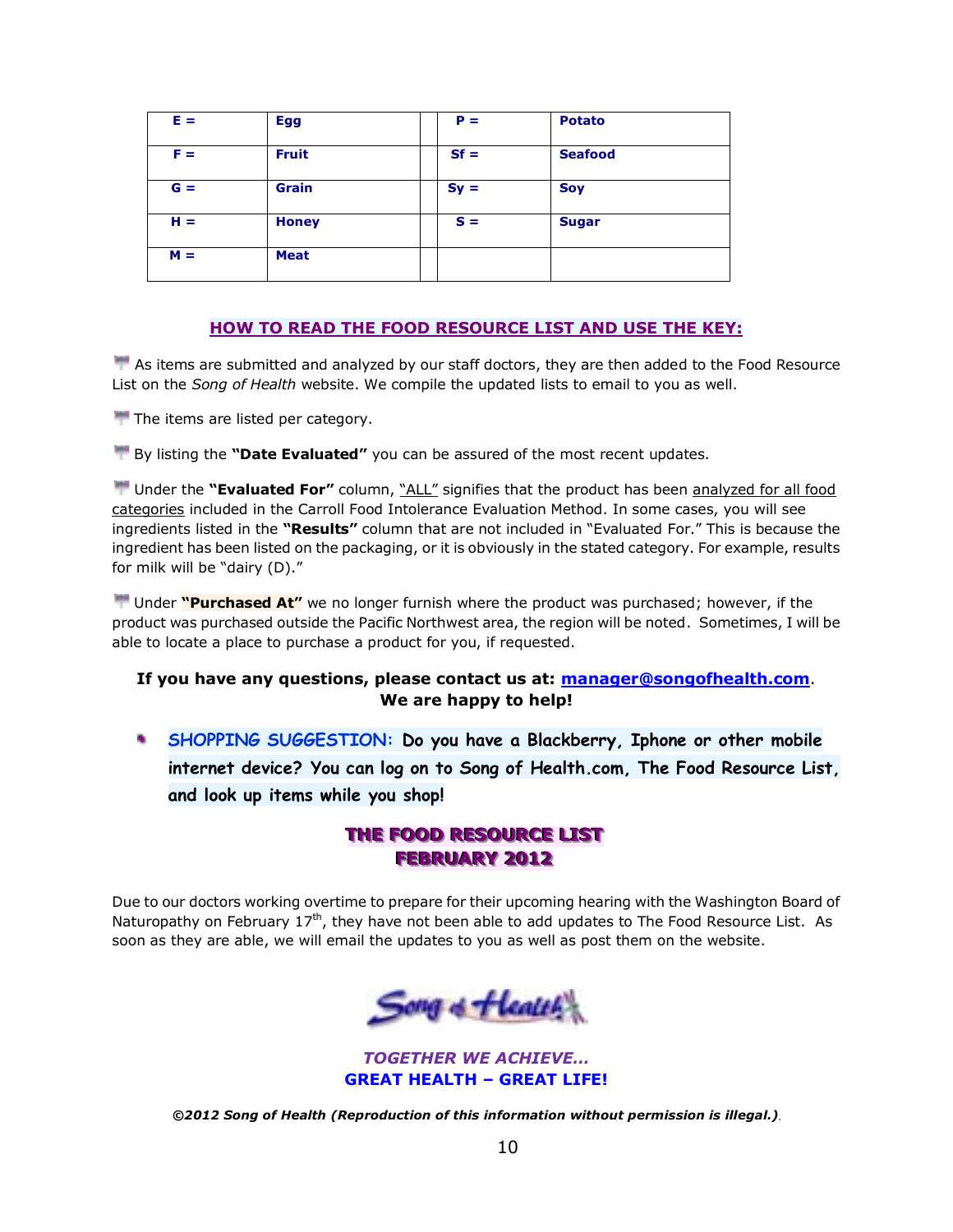| | | | | |
|---|---|---|---|---|
| **E =** | **Egg** | | **P =** | **Potato** |
| **F =** | **Fruit** | | **Sf =** | **Seafood** |
| **G =** | **Grain** | | **Sy =** | **Soy** |
| **H =** | **Honey** | | **S =** | **Sugar** |
| **M =** | **Meat** | | | |

## HOW TO READ THE FOOD RESOURCE LIST AND USE THE KEY:

- As items are submitted and analyzed by our staff doctors, they are then added to the Food Resource List on the *Song of Health* website. We compile the updated lists to email to you as well.
- The items are listed per category.
- By listing the **"Date Evaluated"** you can be assured of the most recent updates.
- Under the **"Evaluated For"** column, "ALL" signifies that the product has been analyzed for all food categories included in the Carroll Food Intolerance Evaluation Method. In some cases, you will see ingredients listed in the **"Results"** column that are not included in "Evaluated For." This is because the ingredient has been listed on the packaging, or it is obviously in the stated category. For example, results for milk will be "dairy (D)."
- Under **"Purchased At"** we no longer furnish where the product was purchased; however, if the product was purchased outside the Pacific Northwest area, the region will be noted. Sometimes, I will be able to locate a place to purchase a product for you, if requested.

**If you have any questions, please contact us at: manager@songofhealth.com.**
**We are happy to help!**

- SHOPPING SUGGESTION: **Do you have a Blackberry, Iphone or other mobile internet device? You can log on to Song of Health.com, The Food Resource List, and look up items while you shop!**

## THE FOOD RESOURCE LIST FEBRUARY 2012

Due to our doctors working overtime to prepare for their upcoming hearing with the Washington Board of Naturopathy on February 17th, they have not been able to add updates to The Food Resource List. As soon as they are able, we will email the updates to you as well as post them on the website.

Song of Health

*TOGETHER WE ACHIEVE…*
**GREAT HEALTH – GREAT LIFE!**

***©2012 Song of Health (Reproduction of this information without permission is illegal.)***.